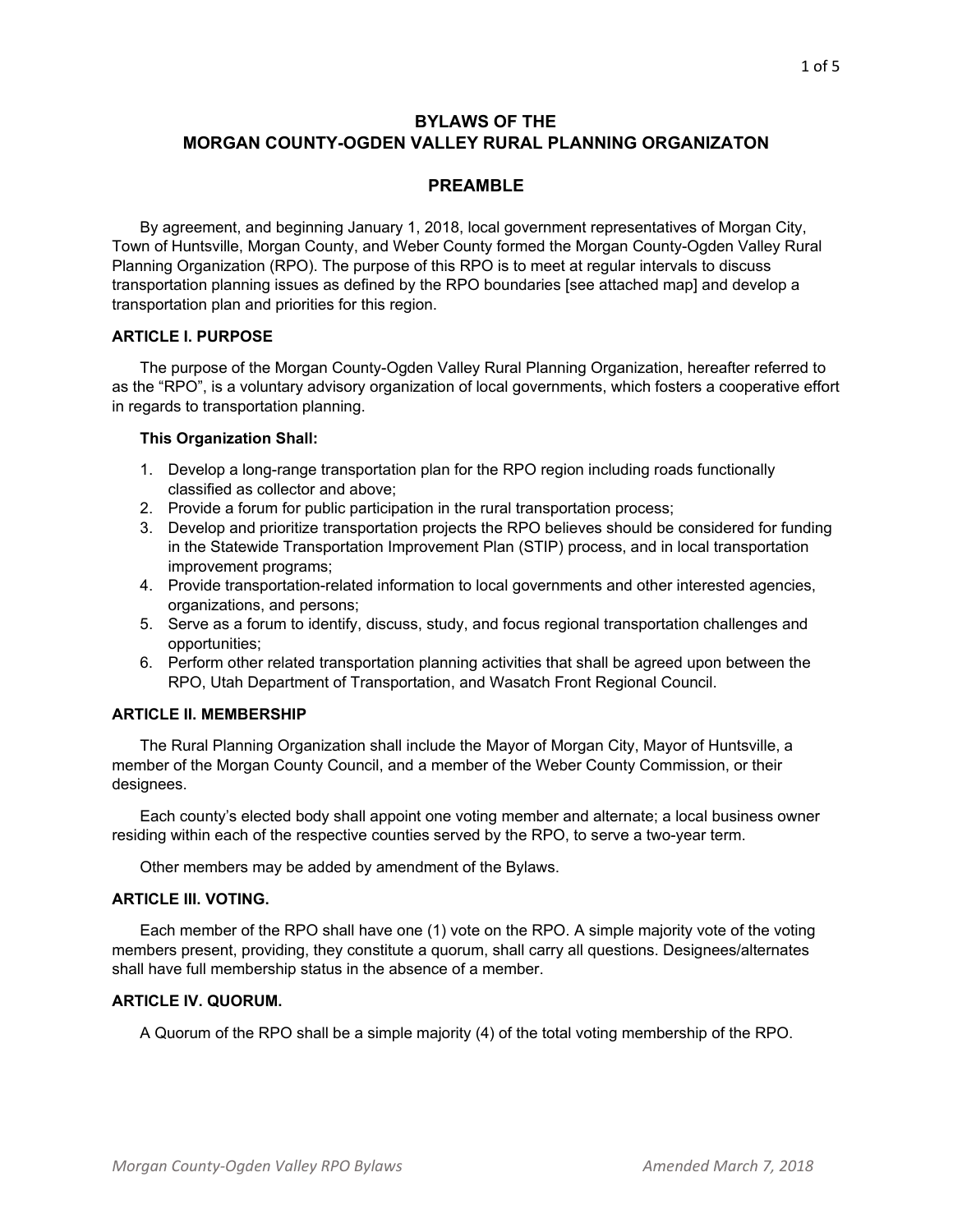# BYLAWS OF THE MORGAN COUNTY-OGDEN VALLEY RURAL PLANNING ORGANIZATON

## PREAMBLE

By agreement, and beginning January 1, 2018, local government representatives of Morgan City, Town of Huntsville, Morgan County, and Weber County formed the Morgan County-Ogden Valley Rural Planning Organization (RPO). The purpose of this RPO is to meet at regular intervals to discuss transportation planning issues as defined by the RPO boundaries [see attached map] and develop a transportation plan and priorities for this region.

### ARTICLE I. PURPOSE

The purpose of the Morgan County-Ogden Valley Rural Planning Organization, hereafter referred to as the "RPO", is a voluntary advisory organization of local governments, which fosters a cooperative effort in regards to transportation planning.

**This Organization Shall:**

1. Develop a long-range transportation plan for the RPO region including roads functionally classified as collector and above;
2. Provide a forum for public participation in the rural transportation process;
3. Develop and prioritize transportation projects the RPO believes should be considered for funding in the Statewide Transportation Improvement Plan (STIP) process, and in local transportation improvement programs;
4. Provide transportation-related information to local governments and other interested agencies, organizations, and persons;
5. Serve as a forum to identify, discuss, study, and focus regional transportation challenges and opportunities;
6. Perform other related transportation planning activities that shall be agreed upon between the RPO, Utah Department of Transportation, and Wasatch Front Regional Council.

### ARTICLE II. MEMBERSHIP

The Rural Planning Organization shall include the Mayor of Morgan City, Mayor of Huntsville, a member of the Morgan County Council, and a member of the Weber County Commission, or their designees.

Each county's elected body shall appoint one voting member and alternate; a local business owner residing within each of the respective counties served by the RPO, to serve a two-year term.

Other members may be added by amendment of the Bylaws.

### ARTICLE III. VOTING.

Each member of the RPO shall have one (1) vote on the RPO. A simple majority vote of the voting members present, providing, they constitute a quorum, shall carry all questions. Designees/alternates shall have full membership status in the absence of a member.

### ARTICLE IV. QUORUM.

A Quorum of the RPO shall be a simple majority (4) of the total voting membership of the RPO.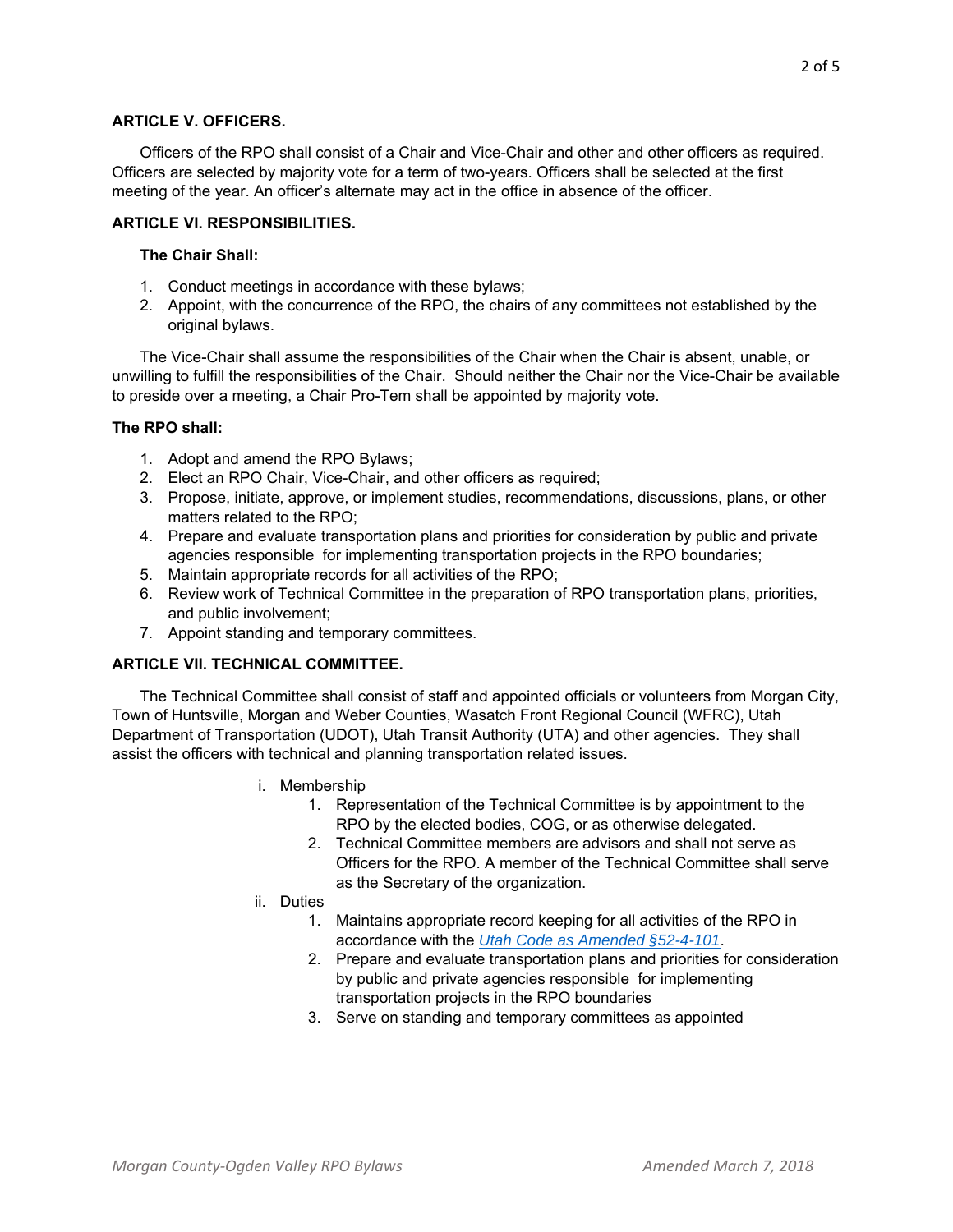**ARTICLE V. OFFICERS.**

Officers of the RPO shall consist of a Chair and Vice-Chair and other and other officers as required. Officers are selected by majority vote for a term of two-years. Officers shall be selected at the first meeting of the year. An officer's alternate may act in the office in absence of the officer.

**ARTICLE VI. RESPONSIBILITIES.**

**The Chair Shall:**

1. Conduct meetings in accordance with these bylaws;
2. Appoint, with the concurrence of the RPO, the chairs of any committees not established by the original bylaws.

The Vice-Chair shall assume the responsibilities of the Chair when the Chair is absent, unable, or unwilling to fulfill the responsibilities of the Chair. Should neither the Chair nor the Vice-Chair be available to preside over a meeting, a Chair Pro-Tem shall be appointed by majority vote.

**The RPO shall:**

1. Adopt and amend the RPO Bylaws;
2. Elect an RPO Chair, Vice-Chair, and other officers as required;
3. Propose, initiate, approve, or implement studies, recommendations, discussions, plans, or other matters related to the RPO;
4. Prepare and evaluate transportation plans and priorities for consideration by public and private agencies responsible for implementing transportation projects in the RPO boundaries;
5. Maintain appropriate records for all activities of the RPO;
6. Review work of Technical Committee in the preparation of RPO transportation plans, priorities, and public involvement;
7. Appoint standing and temporary committees.

**ARTICLE VII. TECHNICAL COMMITTEE.**

The Technical Committee shall consist of staff and appointed officials or volunteers from Morgan City, Town of Huntsville, Morgan and Weber Counties, Wasatch Front Regional Council (WFRC), Utah Department of Transportation (UDOT), Utah Transit Authority (UTA) and other agencies. They shall assist the officers with technical and planning transportation related issues.

i. Membership
   1. Representation of the Technical Committee is by appointment to the RPO by the elected bodies, COG, or as otherwise delegated.
   2. Technical Committee members are advisors and shall not serve as Officers for the RPO. A member of the Technical Committee shall serve as the Secretary of the organization.

ii. Duties
   1. Maintains appropriate record keeping for all activities of the RPO in accordance with the *Utah Code as Amended §52-4-101*.
   2. Prepare and evaluate transportation plans and priorities for consideration by public and private agencies responsible for implementing transportation projects in the RPO boundaries
   3. Serve on standing and temporary committees as appointed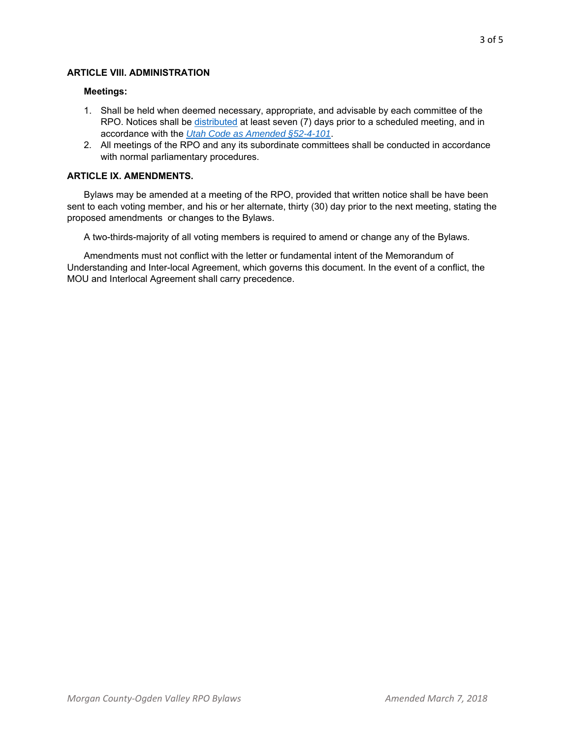**ARTICLE VIII. ADMINISTRATION**

**Meetings:**

1. Shall be held when deemed necessary, appropriate, and advisable by each committee of the RPO. Notices shall be distributed at least seven (7) days prior to a scheduled meeting, and in accordance with the *Utah Code as Amended §52-4-101*.
2. All meetings of the RPO and any its subordinate committees shall be conducted in accordance with normal parliamentary procedures.

**ARTICLE IX. AMENDMENTS.**

Bylaws may be amended at a meeting of the RPO, provided that written notice shall be have been sent to each voting member, and his or her alternate, thirty (30) day prior to the next meeting, stating the proposed amendments or changes to the Bylaws.

A two-thirds-majority of all voting members is required to amend or change any of the Bylaws.

Amendments must not conflict with the letter or fundamental intent of the Memorandum of Understanding and Inter-local Agreement, which governs this document. In the event of a conflict, the MOU and Interlocal Agreement shall carry precedence.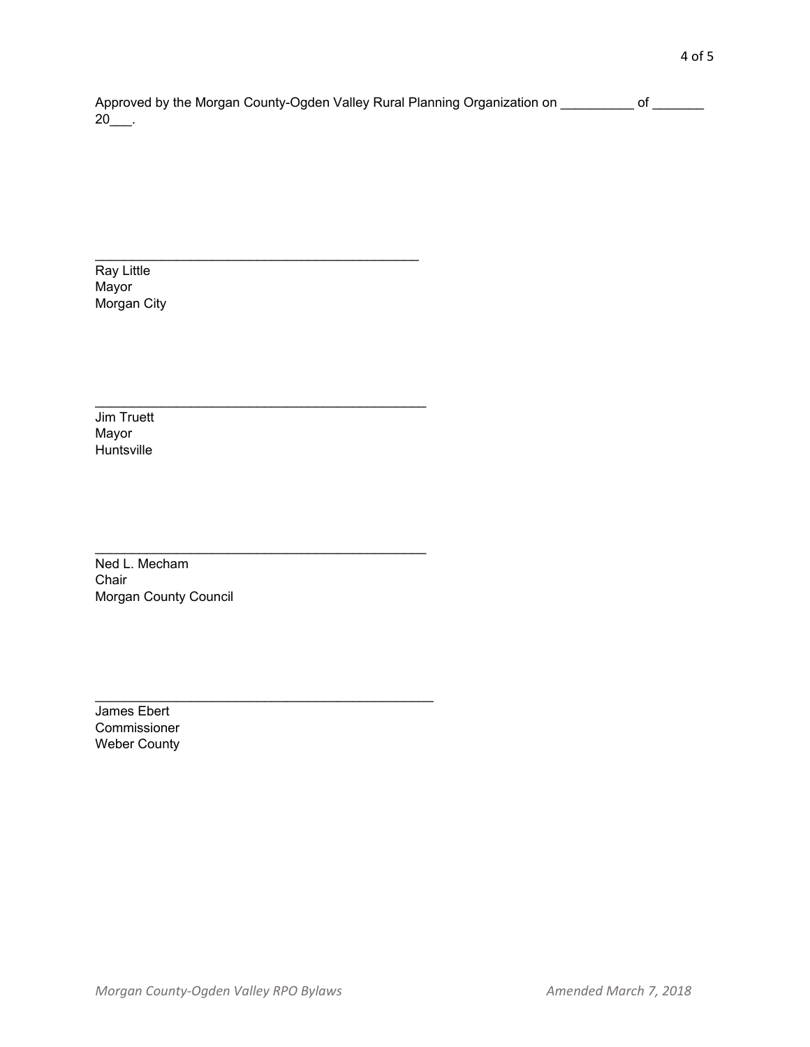Approved by the Morgan County-Ogden Valley Rural Planning Organization on __________ of _______ 20___.

_____________________________________________
Ray Little
Mayor
Morgan City

_____________________________________________
Jim Truett
Mayor
Huntsville

_____________________________________________
Ned L. Mecham
Chair
Morgan County Council

_____________________________________________
James Ebert
Commissioner
Weber County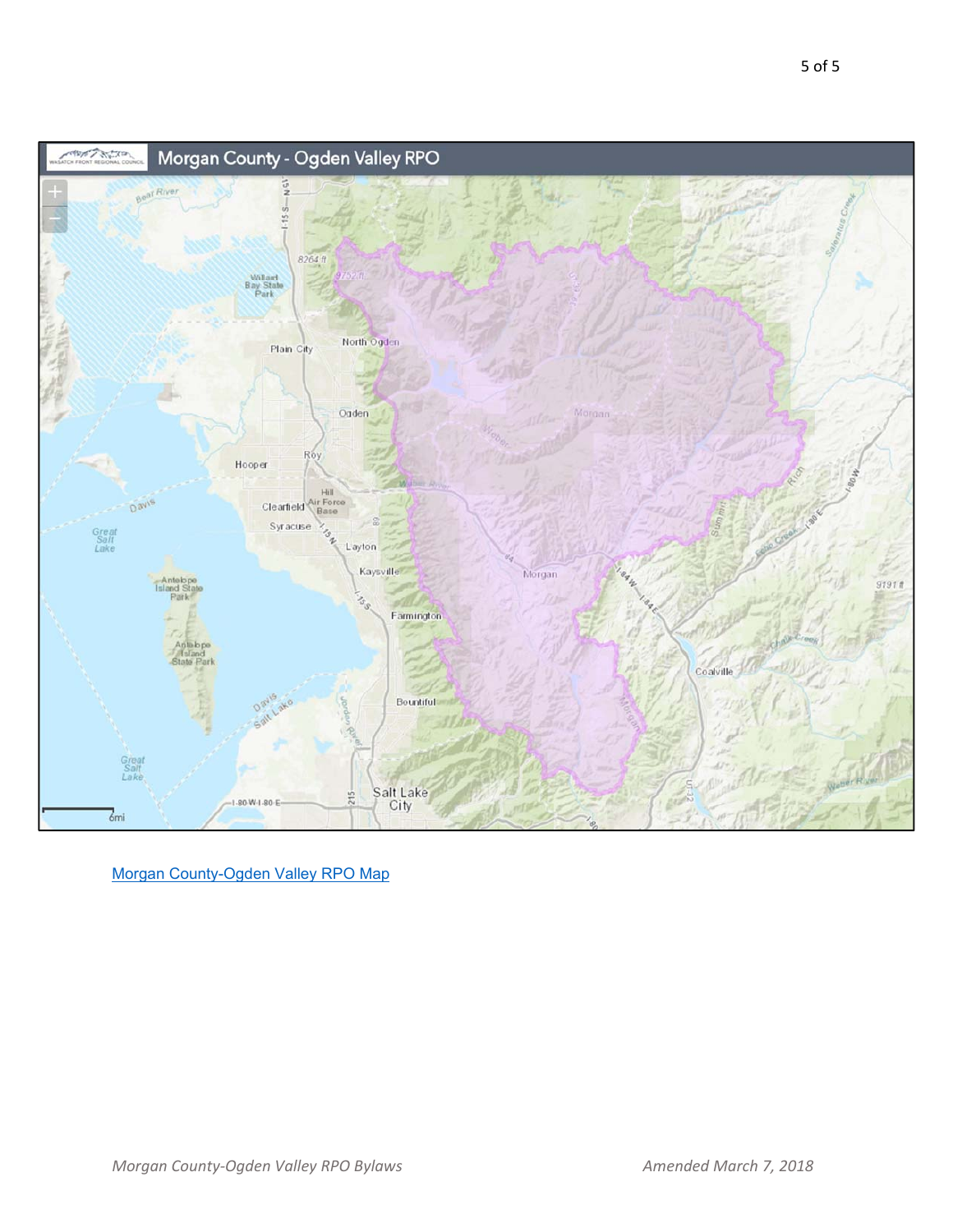Morgan County - Ogden Valley RPO

Bear River
Willard Bay State Park
8264 ft
9752 ft
North Ogden
Plain City
Ogden
Morgan
Weber
Roy
Hooper
Hill Air Force Base
Clearfield
Syracuse
Layton
Kaysville
Davis
Great Salt Lake
Antelope Island State Park
Farmington
Morgan
Bountiful
Coalville
Salt Lake City
Summit
Rich
Echo Creek
Chalk Creek
Weber River
Saleratus Creek
9191 ft
6mi

[Morgan County-Ogden Valley RPO Map]

*Morgan County-Ogden Valley RPO Bylaws* — *Amended March 7, 2018*